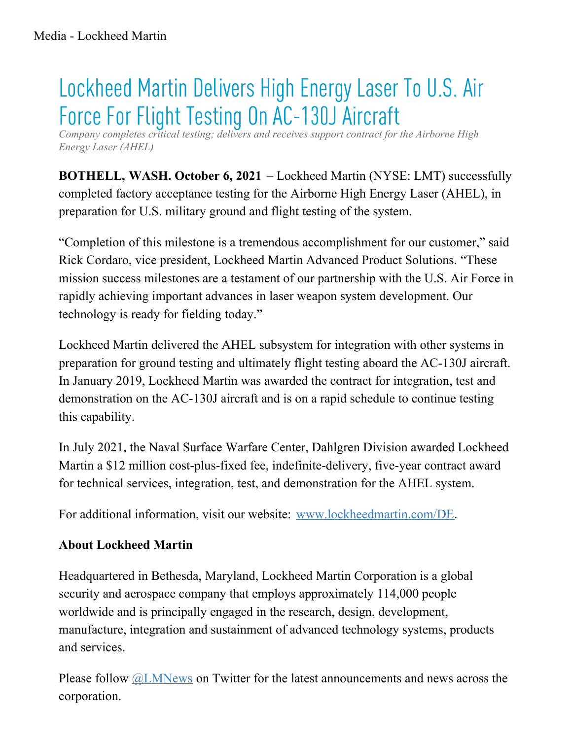Media - Lockheed Martin

# Lockheed Martin Delivers High Energy Laser To U.S. Air Force For Flight Testing On AC-130J Aircraft

*Company completes critical testing; delivers and receives support contract for the Airborne High Energy Laser (AHEL)*

**BOTHELL, WASH. October 6, 2021** – Lockheed Martin (NYSE: LMT) successfully completed factory acceptance testing for the Airborne High Energy Laser (AHEL), in preparation for U.S. military ground and flight testing of the system.

"Completion of this milestone is a tremendous accomplishment for our customer," said Rick Cordaro, vice president, Lockheed Martin Advanced Product Solutions. "These mission success milestones are a testament of our partnership with the U.S. Air Force in rapidly achieving important advances in laser weapon system development. Our technology is ready for fielding today."

Lockheed Martin delivered the AHEL subsystem for integration with other systems in preparation for ground testing and ultimately flight testing aboard the AC-130J aircraft. In January 2019, Lockheed Martin was awarded the contract for integration, test and demonstration on the AC-130J aircraft and is on a rapid schedule to continue testing this capability.

In July 2021, the Naval Surface Warfare Center, Dahlgren Division awarded Lockheed Martin a $12 million cost-plus-fixed fee, indefinite-delivery, five-year contract award for technical services, integration, test, and demonstration for the AHEL system.

For additional information, visit our website: [www.lockheedmartin.com/DE](www.lockheedmartin.com/DE).

**About Lockheed Martin**

Headquartered in Bethesda, Maryland, Lockheed Martin Corporation is a global security and aerospace company that employs approximately 114,000 people worldwide and is principally engaged in the research, design, development, manufacture, integration and sustainment of advanced technology systems, products and services.

Please follow [@LMNews](@LMNews) on Twitter for the latest announcements and news across the corporation.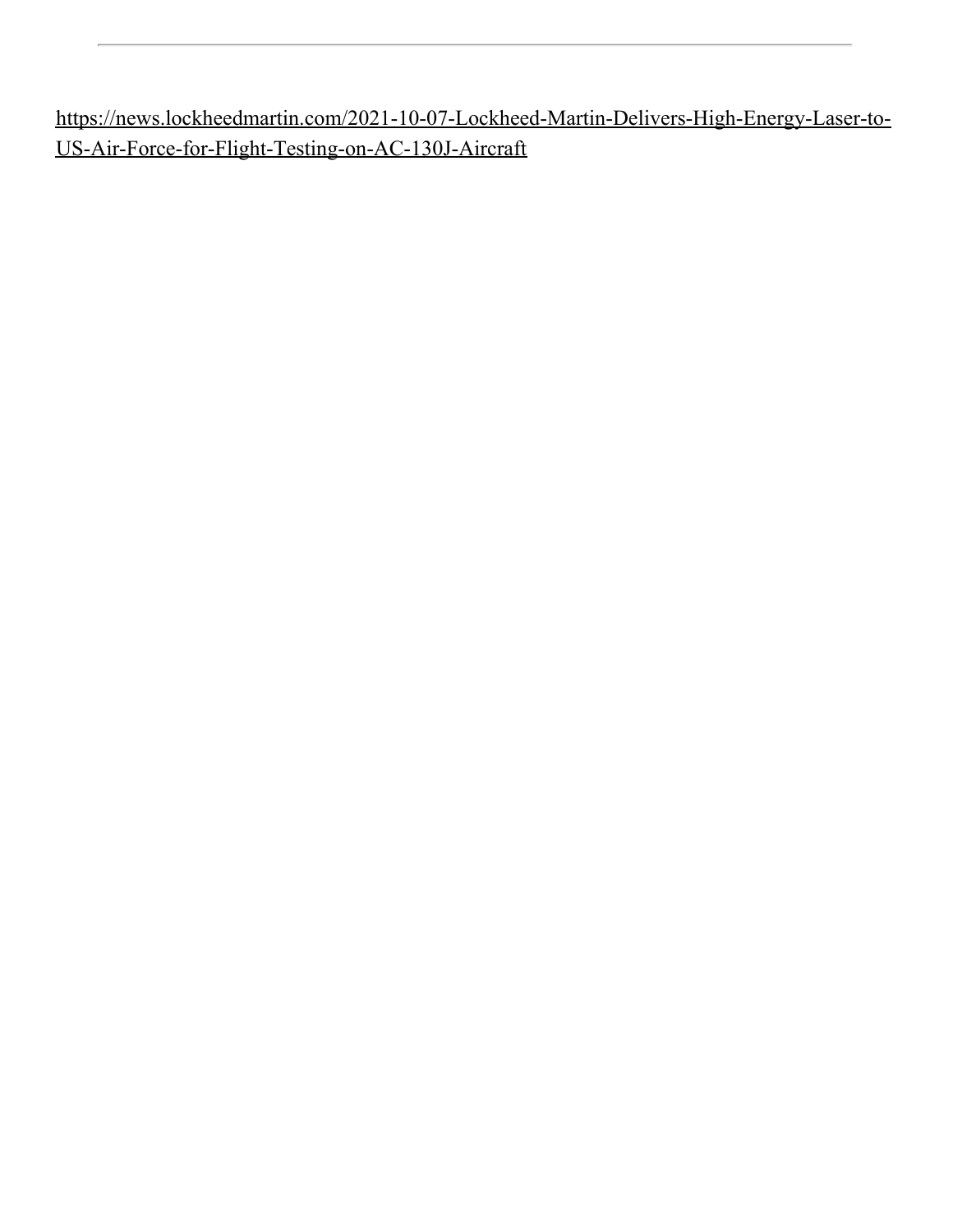https://news.lockheedmartin.com/2021-10-07-Lockheed-Martin-Delivers-High-Energy-Laser-to-US-Air-Force-for-Flight-Testing-on-AC-130J-Aircraft